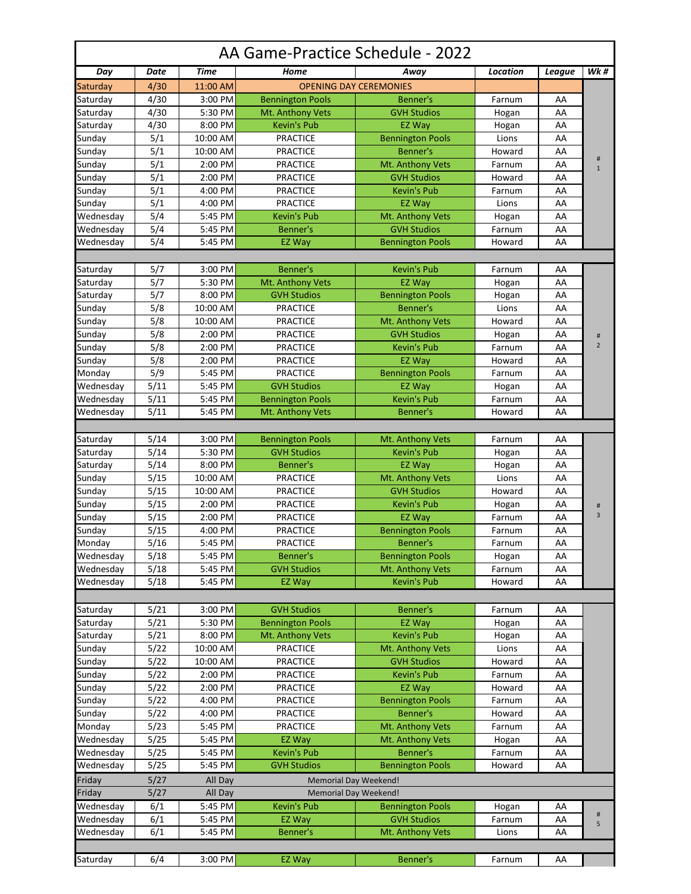# AA Game-Practice Schedule - 2022

| Day | Date | Time | Home | Away | Location | League | Wk # |
|---|---|---|---|---|---|---|---|
| Saturday | 4/30 | 11:00 AM | OPENING DAY CEREMONIES | | | | |
| Saturday | 4/30 | 3:00 PM | Bennington Pools | Benner's | Farnum | AA | # 1 |
| Saturday | 4/30 | 5:30 PM | Mt. Anthony Vets | GVH Studios | Hogan | AA | |
| Saturday | 4/30 | 8:00 PM | Kevin's Pub | EZ Way | Hogan | AA | |
| Sunday | 5/1 | 10:00 AM | PRACTICE | Bennington Pools | Lions | AA | |
| Sunday | 5/1 | 10:00 AM | PRACTICE | Benner's | Howard | AA | |
| Sunday | 5/1 | 2:00 PM | PRACTICE | Mt. Anthony Vets | Farnum | AA | |
| Sunday | 5/1 | 2:00 PM | PRACTICE | GVH Studios | Howard | AA | |
| Sunday | 5/1 | 4:00 PM | PRACTICE | Kevin's Pub | Farnum | AA | |
| Sunday | 5/1 | 4:00 PM | PRACTICE | EZ Way | Lions | AA | |
| Wednesday | 5/4 | 5:45 PM | Kevin's Pub | Mt. Anthony Vets | Hogan | AA | |
| Wednesday | 5/4 | 5:45 PM | Benner's | GVH Studios | Farnum | AA | |
| Wednesday | 5/4 | 5:45 PM | EZ Way | Bennington Pools | Howard | AA | |
| | | | | | | | |
| Saturday | 5/7 | 3:00 PM | Benner's | Kevin's Pub | Farnum | AA | # 2 |
| Saturday | 5/7 | 5:30 PM | Mt. Anthony Vets | EZ Way | Hogan | AA | |
| Saturday | 5/7 | 8:00 PM | GVH Studios | Bennington Pools | Hogan | AA | |
| Sunday | 5/8 | 10:00 AM | PRACTICE | Benner's | Lions | AA | |
| Sunday | 5/8 | 10:00 AM | PRACTICE | Mt. Anthony Vets | Howard | AA | |
| Sunday | 5/8 | 2:00 PM | PRACTICE | GVH Studios | Hogan | AA | |
| Sunday | 5/8 | 2:00 PM | PRACTICE | Kevin's Pub | Farnum | AA | |
| Sunday | 5/8 | 2:00 PM | PRACTICE | EZ Way | Howard | AA | |
| Monday | 5/9 | 5:45 PM | PRACTICE | Bennington Pools | Farnum | AA | |
| Wednesday | 5/11 | 5:45 PM | GVH Studios | EZ Way | Hogan | AA | |
| Wednesday | 5/11 | 5:45 PM | Bennington Pools | Kevin's Pub | Farnum | AA | |
| Wednesday | 5/11 | 5:45 PM | Mt. Anthony Vets | Benner's | Howard | AA | |
| | | | | | | | |
| Saturday | 5/14 | 3:00 PM | Bennington Pools | Mt. Anthony Vets | Farnum | AA | # 3 |
| Saturday | 5/14 | 5:30 PM | GVH Studios | Kevin's Pub | Hogan | AA | |
| Saturday | 5/14 | 8:00 PM | Benner's | EZ Way | Hogan | AA | |
| Sunday | 5/15 | 10:00 AM | PRACTICE | Mt. Anthony Vets | Lions | AA | |
| Sunday | 5/15 | 10:00 AM | PRACTICE | GVH Studios | Howard | AA | |
| Sunday | 5/15 | 2:00 PM | PRACTICE | Kevin's Pub | Hogan | AA | |
| Sunday | 5/15 | 2:00 PM | PRACTICE | EZ Way | Farnum | AA | |
| Sunday | 5/15 | 4:00 PM | PRACTICE | Bennington Pools | Farnum | AA | |
| Monday | 5/16 | 5:45 PM | PRACTICE | Benner's | Farnum | AA | |
| Wednesday | 5/18 | 5:45 PM | Benner's | Bennington Pools | Hogan | AA | |
| Wednesday | 5/18 | 5:45 PM | GVH Studios | Mt. Anthony Vets | Farnum | AA | |
| Wednesday | 5/18 | 5:45 PM | EZ Way | Kevin's Pub | Howard | AA | |
| | | | | | | | |
| Saturday | 5/21 | 3:00 PM | GVH Studios | Benner's | Farnum | AA | |
| Saturday | 5/21 | 5:30 PM | Bennington Pools | EZ Way | Hogan | AA | |
| Saturday | 5/21 | 8:00 PM | Mt. Anthony Vets | Kevin's Pub | Hogan | AA | |
| Sunday | 5/22 | 10:00 AM | PRACTICE | Mt. Anthony Vets | Lions | AA | |
| Sunday | 5/22 | 10:00 AM | PRACTICE | GVH Studios | Howard | AA | |
| Sunday | 5/22 | 2:00 PM | PRACTICE | Kevin's Pub | Farnum | AA | |
| Sunday | 5/22 | 2:00 PM | PRACTICE | EZ Way | Howard | AA | |
| Sunday | 5/22 | 4:00 PM | PRACTICE | Bennington Pools | Farnum | AA | |
| Sunday | 5/22 | 4:00 PM | PRACTICE | Benner's | Howard | AA | |
| Monday | 5/23 | 5:45 PM | PRACTICE | Mt. Anthony Vets | Farnum | AA | |
| Wednesday | 5/25 | 5:45 PM | EZ Way | Mt. Anthony Vets | Hogan | AA | |
| Wednesday | 5/25 | 5:45 PM | Kevin's Pub | Benner's | Farnum | AA | |
| Wednesday | 5/25 | 5:45 PM | GVH Studios | Bennington Pools | Howard | AA | |
| Friday | 5/27 | All Day | Memorial Day Weekend! | | | | |
| Friday | 5/27 | All Day | Memorial Day Weekend! | | | | |
| Wednesday | 6/1 | 5:45 PM | Kevin's Pub | Bennington Pools | Hogan | AA | # 5 |
| Wednesday | 6/1 | 5:45 PM | EZ Way | GVH Studios | Farnum | AA | |
| Wednesday | 6/1 | 5:45 PM | Benner's | Mt. Anthony Vets | Lions | AA | |
| | | | | | | | |
| Saturday | 6/4 | 3:00 PM | EZ Way | Benner's | Farnum | AA | |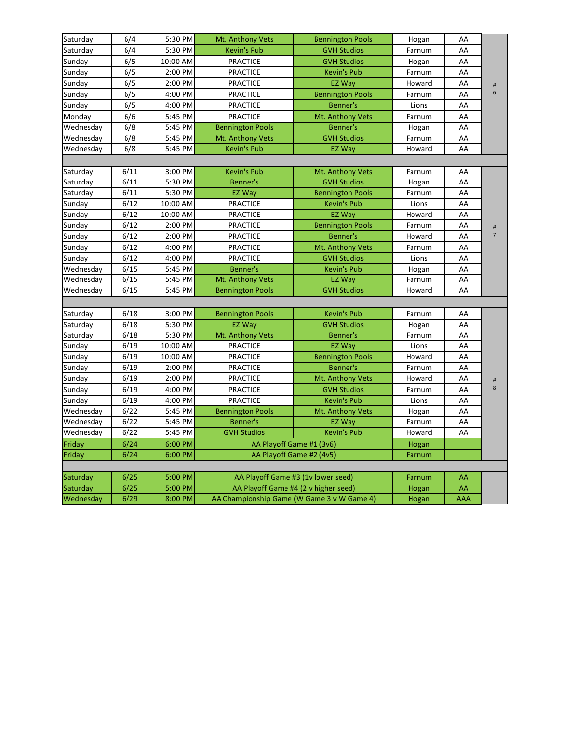| | | | | | | | |
|---|---|---|---|---|---|---|---|
| Saturday | 6/4 | 5:30 PM | Mt. Anthony Vets | Bennington Pools | Hogan | AA | # 6 |
| Saturday | 6/4 | 5:30 PM | Kevin's Pub | GVH Studios | Farnum | AA | |
| Sunday | 6/5 | 10:00 AM | PRACTICE | GVH Studios | Hogan | AA | |
| Sunday | 6/5 | 2:00 PM | PRACTICE | Kevin's Pub | Farnum | AA | |
| Sunday | 6/5 | 2:00 PM | PRACTICE | EZ Way | Howard | AA | |
| Sunday | 6/5 | 4:00 PM | PRACTICE | Bennington Pools | Farnum | AA | |
| Sunday | 6/5 | 4:00 PM | PRACTICE | Benner's | Lions | AA | |
| Monday | 6/6 | 5:45 PM | PRACTICE | Mt. Anthony Vets | Farnum | AA | |
| Wednesday | 6/8 | 5:45 PM | Bennington Pools | Benner's | Hogan | AA | |
| Wednesday | 6/8 | 5:45 PM | Mt. Anthony Vets | GVH Studios | Farnum | AA | |
| Wednesday | 6/8 | 5:45 PM | Kevin's Pub | EZ Way | Howard | AA | |
| | | | | | | | |
| Saturday | 6/11 | 3:00 PM | Kevin's Pub | Mt. Anthony Vets | Farnum | AA | # 7 |
| Saturday | 6/11 | 5:30 PM | Benner's | GVH Studios | Hogan | AA | |
| Saturday | 6/11 | 5:30 PM | EZ Way | Bennington Pools | Farnum | AA | |
| Sunday | 6/12 | 10:00 AM | PRACTICE | Kevin's Pub | Lions | AA | |
| Sunday | 6/12 | 10:00 AM | PRACTICE | EZ Way | Howard | AA | |
| Sunday | 6/12 | 2:00 PM | PRACTICE | Bennington Pools | Farnum | AA | |
| Sunday | 6/12 | 2:00 PM | PRACTICE | Benner's | Howard | AA | |
| Sunday | 6/12 | 4:00 PM | PRACTICE | Mt. Anthony Vets | Farnum | AA | |
| Sunday | 6/12 | 4:00 PM | PRACTICE | GVH Studios | Lions | AA | |
| Wednesday | 6/15 | 5:45 PM | Benner's | Kevin's Pub | Hogan | AA | |
| Wednesday | 6/15 | 5:45 PM | Mt. Anthony Vets | EZ Way | Farnum | AA | |
| Wednesday | 6/15 | 5:45 PM | Bennington Pools | GVH Studios | Howard | AA | |
| | | | | | | | |
| Saturday | 6/18 | 3:00 PM | Bennington Pools | Kevin's Pub | Farnum | AA | # 8 |
| Saturday | 6/18 | 5:30 PM | EZ Way | GVH Studios | Hogan | AA | |
| Saturday | 6/18 | 5:30 PM | Mt. Anthony Vets | Benner's | Farnum | AA | |
| Sunday | 6/19 | 10:00 AM | PRACTICE | EZ Way | Lions | AA | |
| Sunday | 6/19 | 10:00 AM | PRACTICE | Bennington Pools | Howard | AA | |
| Sunday | 6/19 | 2:00 PM | PRACTICE | Benner's | Farnum | AA | |
| Sunday | 6/19 | 2:00 PM | PRACTICE | Mt. Anthony Vets | Howard | AA | |
| Sunday | 6/19 | 4:00 PM | PRACTICE | GVH Studios | Farnum | AA | |
| Sunday | 6/19 | 4:00 PM | PRACTICE | Kevin's Pub | Lions | AA | |
| Wednesday | 6/22 | 5:45 PM | Bennington Pools | Mt. Anthony Vets | Hogan | AA | |
| Wednesday | 6/22 | 5:45 PM | Benner's | EZ Way | Farnum | AA | |
| Wednesday | 6/22 | 5:45 PM | GVH Studios | Kevin's Pub | Howard | AA | |
| Friday | 6/24 | 6:00 PM | AA Playoff Game #1 (3v6) | | Hogan | | |
| Friday | 6/24 | 6:00 PM | AA Playoff Game #2 (4v5) | | Farnum | | |
| | | | | | | | |
| Saturday | 6/25 | 5:00 PM | AA Playoff Game #3 (1v lower seed) | | Farnum | AA | |
| Saturday | 6/25 | 5:00 PM | AA Playoff Game #4 (2 v higher seed) | | Hogan | AA | |
| Wednesday | 6/29 | 8:00 PM | AA Championship Game (W Game 3 v W Game 4) | | Hogan | AAA | |